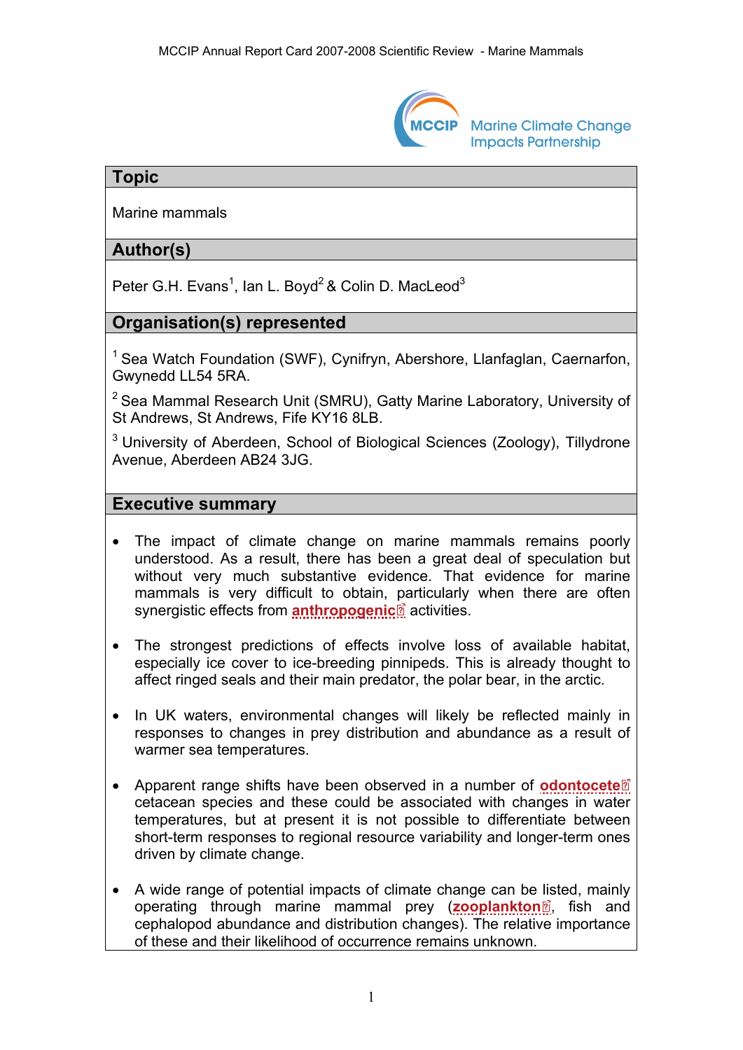## Topic

Marine mammals

## Author(s)

Peter G.H. Evans[1], Ian L. Boyd[2] & Colin D. MacLeod[3]

## Organisation(s) represented

[1] Sea Watch Foundation (SWF), Cynifryn, Abershore, Llanfaglan, Caernarfon, Gwynedd LL54 5RA.

[2] Sea Mammal Research Unit (SMRU), Gatty Marine Laboratory, University of St Andrews, St Andrews, Fife KY16 8LB.

[3] University of Aberdeen, School of Biological Sciences (Zoology), Tillydrone Avenue, Aberdeen AB24 3JG.

## Executive summary

- The impact of climate change on marine mammals remains poorly understood. As a result, there has been a great deal of speculation but without very much substantive evidence. That evidence for marine mammals is very difficult to obtain, particularly when there are often synergistic effects from **anthropogenic** activities.
- The strongest predictions of effects involve loss of available habitat, especially ice cover to ice-breeding pinnipeds. This is already thought to affect ringed seals and their main predator, the polar bear, in the arctic.
- In UK waters, environmental changes will likely be reflected mainly in responses to changes in prey distribution and abundance as a result of warmer sea temperatures.
- Apparent range shifts have been observed in a number of **odontocete** cetacean species and these could be associated with changes in water temperatures, but at present it is not possible to differentiate between short-term responses to regional resource variability and longer-term ones driven by climate change.
- A wide range of potential impacts of climate change can be listed, mainly operating through marine mammal prey (**zooplankton**, fish and cephalopod abundance and distribution changes). The relative importance of these and their likelihood of occurrence remains unknown.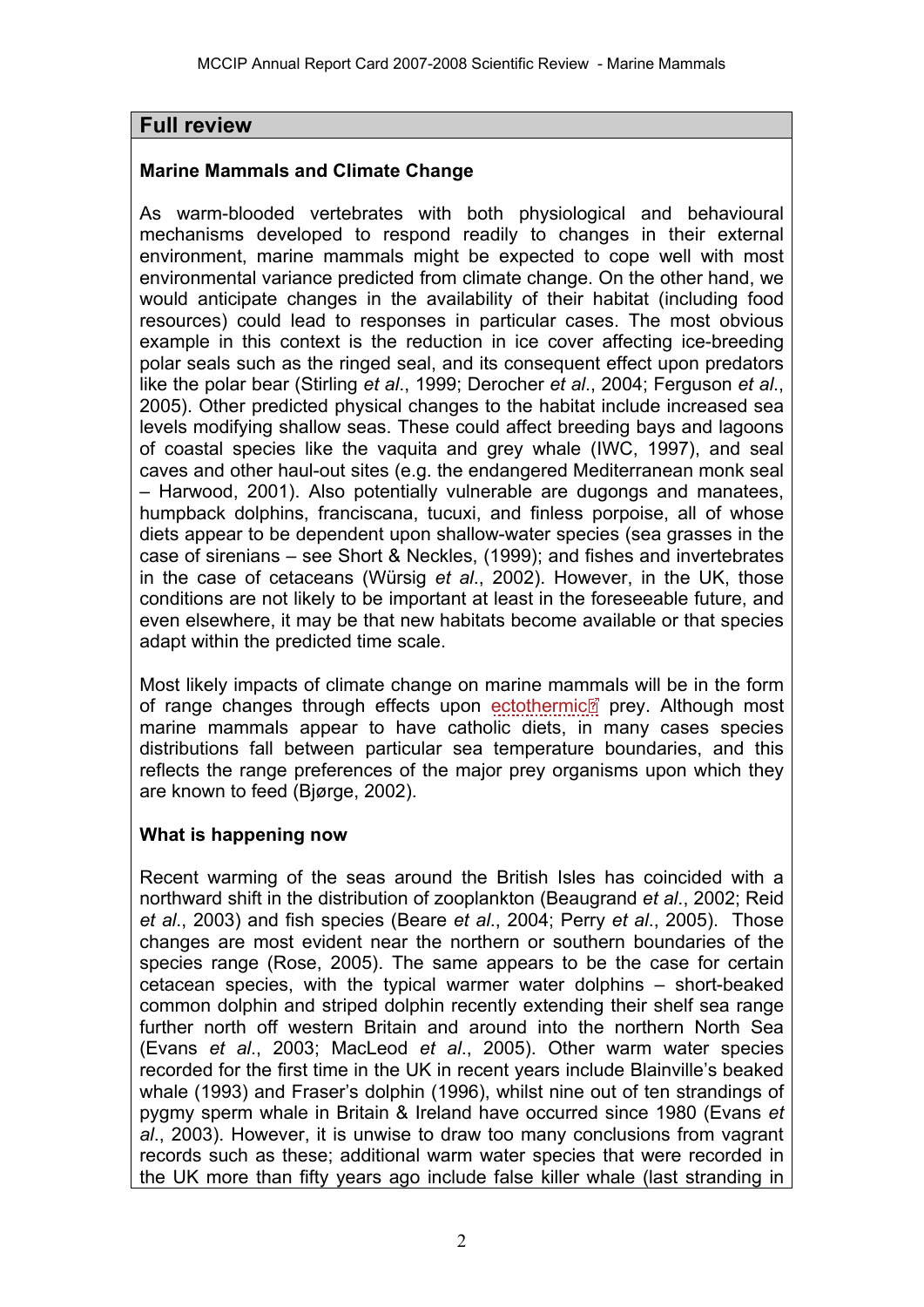## Full review

### Marine Mammals and Climate Change

As warm-blooded vertebrates with both physiological and behavioural mechanisms developed to respond readily to changes in their external environment, marine mammals might be expected to cope well with most environmental variance predicted from climate change. On the other hand, we would anticipate changes in the availability of their habitat (including food resources) could lead to responses in particular cases. The most obvious example in this context is the reduction in ice cover affecting ice-breeding polar seals such as the ringed seal, and its consequent effect upon predators like the polar bear (Stirling *et al*., 1999; Derocher *et al*., 2004; Ferguson *et al*., 2005). Other predicted physical changes to the habitat include increased sea levels modifying shallow seas. These could affect breeding bays and lagoons of coastal species like the vaquita and grey whale (IWC, 1997), and seal caves and other haul-out sites (e.g. the endangered Mediterranean monk seal – Harwood, 2001). Also potentially vulnerable are dugongs and manatees, humpback dolphins, franciscana, tucuxi, and finless porpoise, all of whose diets appear to be dependent upon shallow-water species (sea grasses in the case of sirenians – see Short & Neckles, (1999); and fishes and invertebrates in the case of cetaceans (Würsig *et al*., 2002). However, in the UK, those conditions are not likely to be important at least in the foreseeable future, and even elsewhere, it may be that new habitats become available or that species adapt within the predicted time scale.

Most likely impacts of climate change on marine mammals will be in the form of range changes through effects upon ectothermic prey. Although most marine mammals appear to have catholic diets, in many cases species distributions fall between particular sea temperature boundaries, and this reflects the range preferences of the major prey organisms upon which they are known to feed (Bjørge, 2002).

### What is happening now

Recent warming of the seas around the British Isles has coincided with a northward shift in the distribution of zooplankton (Beaugrand *et al*., 2002; Reid *et al*., 2003) and fish species (Beare *et al*., 2004; Perry *et al*., 2005). Those changes are most evident near the northern or southern boundaries of the species range (Rose, 2005). The same appears to be the case for certain cetacean species, with the typical warmer water dolphins – short-beaked common dolphin and striped dolphin recently extending their shelf sea range further north off western Britain and around into the northern North Sea (Evans *et al*., 2003; MacLeod *et al*., 2005). Other warm water species recorded for the first time in the UK in recent years include Blainville's beaked whale (1993) and Fraser's dolphin (1996), whilst nine out of ten strandings of pygmy sperm whale in Britain & Ireland have occurred since 1980 (Evans *et al*., 2003). However, it is unwise to draw too many conclusions from vagrant records such as these; additional warm water species that were recorded in the UK more than fifty years ago include false killer whale (last stranding in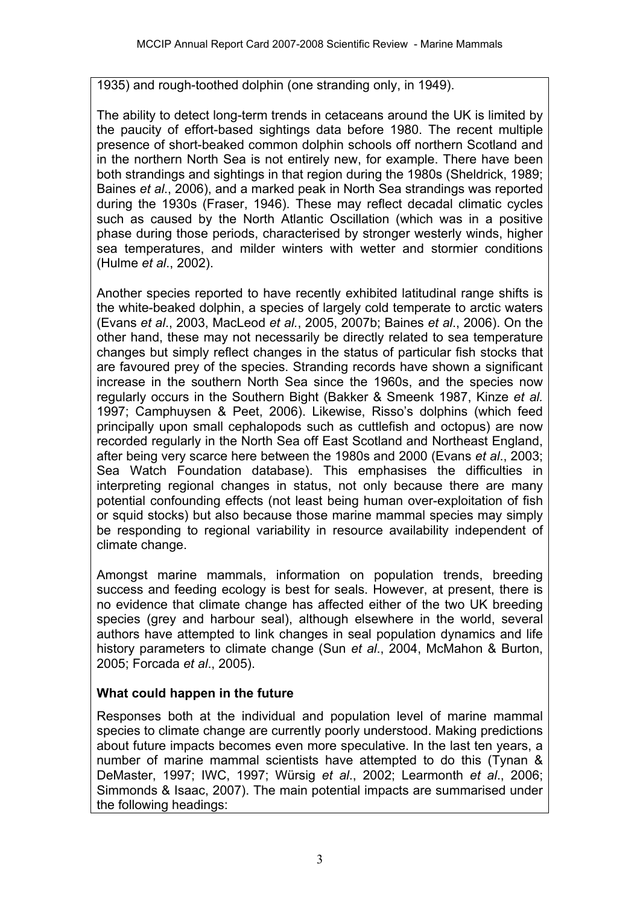1935) and rough-toothed dolphin (one stranding only, in 1949).

The ability to detect long-term trends in cetaceans around the UK is limited by the paucity of effort-based sightings data before 1980. The recent multiple presence of short-beaked common dolphin schools off northern Scotland and in the northern North Sea is not entirely new, for example. There have been both strandings and sightings in that region during the 1980s (Sheldrick, 1989; Baines *et al*., 2006), and a marked peak in North Sea strandings was reported during the 1930s (Fraser, 1946). These may reflect decadal climatic cycles such as caused by the North Atlantic Oscillation (which was in a positive phase during those periods, characterised by stronger westerly winds, higher sea temperatures, and milder winters with wetter and stormier conditions (Hulme *et al*., 2002).

Another species reported to have recently exhibited latitudinal range shifts is the white-beaked dolphin, a species of largely cold temperate to arctic waters (Evans *et al*., 2003, MacLeod *et al*., 2005, 2007b; Baines *et al*., 2006). On the other hand, these may not necessarily be directly related to sea temperature changes but simply reflect changes in the status of particular fish stocks that are favoured prey of the species. Stranding records have shown a significant increase in the southern North Sea since the 1960s, and the species now regularly occurs in the Southern Bight (Bakker & Smeenk 1987, Kinze *et al.* 1997; Camphuysen & Peet, 2006). Likewise, Risso's dolphins (which feed principally upon small cephalopods such as cuttlefish and octopus) are now recorded regularly in the North Sea off East Scotland and Northeast England, after being very scarce here between the 1980s and 2000 (Evans *et al*., 2003; Sea Watch Foundation database). This emphasises the difficulties in interpreting regional changes in status, not only because there are many potential confounding effects (not least being human over-exploitation of fish or squid stocks) but also because those marine mammal species may simply be responding to regional variability in resource availability independent of climate change.

Amongst marine mammals, information on population trends, breeding success and feeding ecology is best for seals. However, at present, there is no evidence that climate change has affected either of the two UK breeding species (grey and harbour seal), although elsewhere in the world, several authors have attempted to link changes in seal population dynamics and life history parameters to climate change (Sun *et al*., 2004, McMahon & Burton, 2005; Forcada *et al*., 2005).

**What could happen in the future**

Responses both at the individual and population level of marine mammal species to climate change are currently poorly understood. Making predictions about future impacts becomes even more speculative. In the last ten years, a number of marine mammal scientists have attempted to do this (Tynan & DeMaster, 1997; IWC, 1997; Würsig *et al*., 2002; Learmonth *et al*., 2006; Simmonds & Isaac, 2007). The main potential impacts are summarised under the following headings: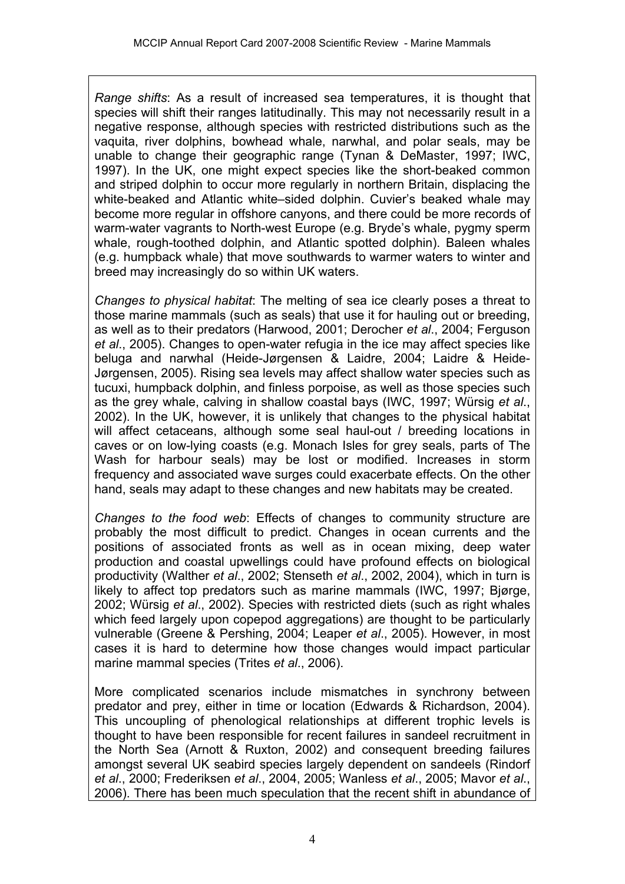*Range shifts*: As a result of increased sea temperatures, it is thought that species will shift their ranges latitudinally. This may not necessarily result in a negative response, although species with restricted distributions such as the vaquita, river dolphins, bowhead whale, narwhal, and polar seals, may be unable to change their geographic range (Tynan & DeMaster, 1997; IWC, 1997). In the UK, one might expect species like the short-beaked common and striped dolphin to occur more regularly in northern Britain, displacing the white-beaked and Atlantic white–sided dolphin. Cuvier's beaked whale may become more regular in offshore canyons, and there could be more records of warm-water vagrants to North-west Europe (e.g. Bryde's whale, pygmy sperm whale, rough-toothed dolphin, and Atlantic spotted dolphin). Baleen whales (e.g. humpback whale) that move southwards to warmer waters to winter and breed may increasingly do so within UK waters.

*Changes to physical habitat*: The melting of sea ice clearly poses a threat to those marine mammals (such as seals) that use it for hauling out or breeding, as well as to their predators (Harwood, 2001; Derocher *et al*., 2004; Ferguson *et al*., 2005). Changes to open-water refugia in the ice may affect species like beluga and narwhal (Heide-Jørgensen & Laidre, 2004; Laidre & Heide-Jørgensen, 2005). Rising sea levels may affect shallow water species such as tucuxi, humpback dolphin, and finless porpoise, as well as those species such as the grey whale, calving in shallow coastal bays (IWC, 1997; Würsig *et al*., 2002). In the UK, however, it is unlikely that changes to the physical habitat will affect cetaceans, although some seal haul-out / breeding locations in caves or on low-lying coasts (e.g. Monach Isles for grey seals, parts of The Wash for harbour seals) may be lost or modified. Increases in storm frequency and associated wave surges could exacerbate effects. On the other hand, seals may adapt to these changes and new habitats may be created.

*Changes to the food web*: Effects of changes to community structure are probably the most difficult to predict. Changes in ocean currents and the positions of associated fronts as well as in ocean mixing, deep water production and coastal upwellings could have profound effects on biological productivity (Walther *et al*., 2002; Stenseth *et al*., 2002, 2004), which in turn is likely to affect top predators such as marine mammals (IWC, 1997; Bjørge, 2002; Würsig *et al*., 2002). Species with restricted diets (such as right whales which feed largely upon copepod aggregations) are thought to be particularly vulnerable (Greene & Pershing, 2004; Leaper *et al*., 2005). However, in most cases it is hard to determine how those changes would impact particular marine mammal species (Trites *et al*., 2006).

More complicated scenarios include mismatches in synchrony between predator and prey, either in time or location (Edwards & Richardson, 2004). This uncoupling of phenological relationships at different trophic levels is thought to have been responsible for recent failures in sandeel recruitment in the North Sea (Arnott & Ruxton, 2002) and consequent breeding failures amongst several UK seabird species largely dependent on sandeels (Rindorf *et al*., 2000; Frederiksen *et al*., 2004, 2005; Wanless *et al*., 2005; Mavor *et al*., 2006). There has been much speculation that the recent shift in abundance of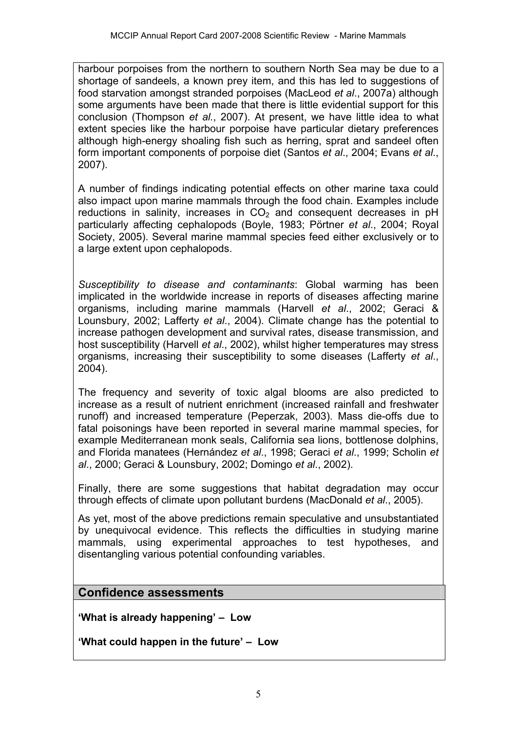harbour porpoises from the northern to southern North Sea may be due to a shortage of sandeels, a known prey item, and this has led to suggestions of food starvation amongst stranded porpoises (MacLeod *et al*., 2007a) although some arguments have been made that there is little evidential support for this conclusion (Thompson *et al.*, 2007). At present, we have little idea to what extent species like the harbour porpoise have particular dietary preferences although high-energy shoaling fish such as herring, sprat and sandeel often form important components of porpoise diet (Santos *et al*., 2004; Evans *et al*., 2007).

A number of findings indicating potential effects on other marine taxa could also impact upon marine mammals through the food chain. Examples include reductions in salinity, increases in $CO_2$ and consequent decreases in pH particularly affecting cephalopods (Boyle, 1983; Pörtner *et al*., 2004; Royal Society, 2005). Several marine mammal species feed either exclusively or to a large extent upon cephalopods.

*Susceptibility to disease and contaminants*: Global warming has been implicated in the worldwide increase in reports of diseases affecting marine organisms, including marine mammals (Harvell *et al*., 2002; Geraci & Lounsbury, 2002; Lafferty *et al*., 2004). Climate change has the potential to increase pathogen development and survival rates, disease transmission, and host susceptibility (Harvell *et al*., 2002), whilst higher temperatures may stress organisms, increasing their susceptibility to some diseases (Lafferty *et al*., 2004).

The frequency and severity of toxic algal blooms are also predicted to increase as a result of nutrient enrichment (increased rainfall and freshwater runoff) and increased temperature (Peperzak, 2003). Mass die-offs due to fatal poisonings have been reported in several marine mammal species, for example Mediterranean monk seals, California sea lions, bottlenose dolphins, and Florida manatees (Hernández *et al*., 1998; Geraci *et al*., 1999; Scholin *et al*., 2000; Geraci & Lounsbury, 2002; Domingo *et al*., 2002).

Finally, there are some suggestions that habitat degradation may occur through effects of climate upon pollutant burdens (MacDonald *et al*., 2005).

As yet, most of the above predictions remain speculative and unsubstantiated by unequivocal evidence. This reflects the difficulties in studying marine mammals, using experimental approaches to test hypotheses, and disentangling various potential confounding variables.

## Confidence assessments

**'What is already happening' – Low**

**'What could happen in the future' – Low**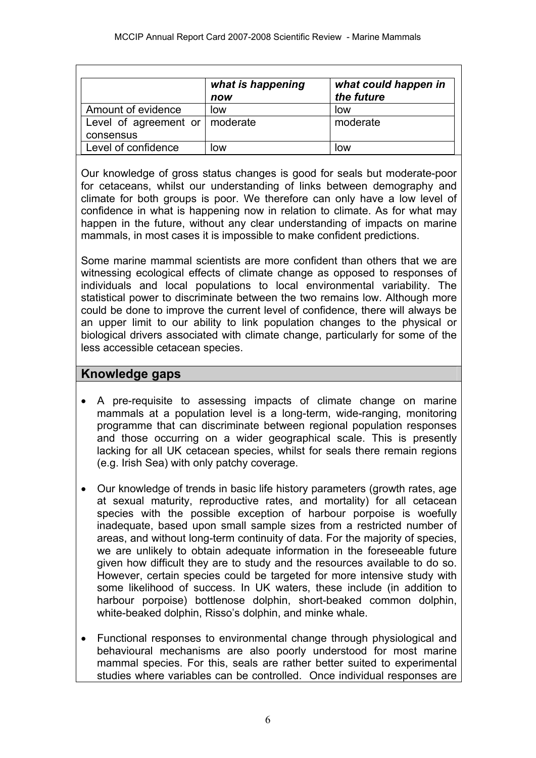| | *what is happening now* | *what could happen in the future* |
|---|---|---|
| Amount of evidence | low | low |
| Level of agreement or consensus | moderate | moderate |
| Level of confidence | low | low |

Our knowledge of gross status changes is good for seals but moderate-poor for cetaceans, whilst our understanding of links between demography and climate for both groups is poor. We therefore can only have a low level of confidence in what is happening now in relation to climate. As for what may happen in the future, without any clear understanding of impacts on marine mammals, in most cases it is impossible to make confident predictions.

Some marine mammal scientists are more confident than others that we are witnessing ecological effects of climate change as opposed to responses of individuals and local populations to local environmental variability. The statistical power to discriminate between the two remains low. Although more could be done to improve the current level of confidence, there will always be an upper limit to our ability to link population changes to the physical or biological drivers associated with climate change, particularly for some of the less accessible cetacean species.

## Knowledge gaps

- A pre-requisite to assessing impacts of climate change on marine mammals at a population level is a long-term, wide-ranging, monitoring programme that can discriminate between regional population responses and those occurring on a wider geographical scale. This is presently lacking for all UK cetacean species, whilst for seals there remain regions (e.g. Irish Sea) with only patchy coverage.

- Our knowledge of trends in basic life history parameters (growth rates, age at sexual maturity, reproductive rates, and mortality) for all cetacean species with the possible exception of harbour porpoise is woefully inadequate, based upon small sample sizes from a restricted number of areas, and without long-term continuity of data. For the majority of species, we are unlikely to obtain adequate information in the foreseeable future given how difficult they are to study and the resources available to do so. However, certain species could be targeted for more intensive study with some likelihood of success. In UK waters, these include (in addition to harbour porpoise) bottlenose dolphin, short-beaked common dolphin, white-beaked dolphin, Risso's dolphin, and minke whale.

- Functional responses to environmental change through physiological and behavioural mechanisms are also poorly understood for most marine mammal species. For this, seals are rather better suited to experimental studies where variables can be controlled. Once individual responses are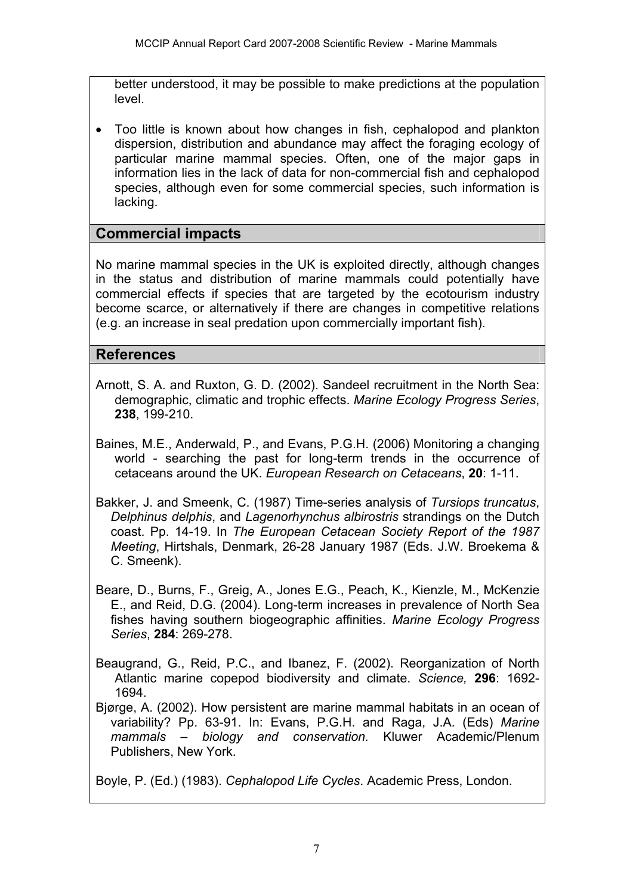better understood, it may be possible to make predictions at the population level.

- Too little is known about how changes in fish, cephalopod and plankton dispersion, distribution and abundance may affect the foraging ecology of particular marine mammal species. Often, one of the major gaps in information lies in the lack of data for non-commercial fish and cephalopod species, although even for some commercial species, such information is lacking.

## Commercial impacts

No marine mammal species in the UK is exploited directly, although changes in the status and distribution of marine mammals could potentially have commercial effects if species that are targeted by the ecotourism industry become scarce, or alternatively if there are changes in competitive relations (e.g. an increase in seal predation upon commercially important fish).

## References

Arnott, S. A. and Ruxton, G. D. (2002). Sandeel recruitment in the North Sea: demographic, climatic and trophic effects. *Marine Ecology Progress Series*, **238**, 199-210.

Baines, M.E., Anderwald, P., and Evans, P.G.H. (2006) Monitoring a changing world - searching the past for long-term trends in the occurrence of cetaceans around the UK. *European Research on Cetaceans*, **20**: 1-11.

Bakker, J. and Smeenk, C. (1987) Time-series analysis of *Tursiops truncatus*, *Delphinus delphis*, and *Lagenorhynchus albirostris* strandings on the Dutch coast. Pp. 14-19. In *The European Cetacean Society Report of the 1987 Meeting*, Hirtshals, Denmark, 26-28 January 1987 (Eds. J.W. Broekema & C. Smeenk).

Beare, D., Burns, F., Greig, A., Jones E.G., Peach, K., Kienzle, M., McKenzie E., and Reid, D.G. (2004). Long-term increases in prevalence of North Sea fishes having southern biogeographic affinities. *Marine Ecology Progress Series*, **284**: 269-278.

Beaugrand, G., Reid, P.C., and Ibanez, F. (2002). Reorganization of North Atlantic marine copepod biodiversity and climate. *Science,* **296**: 1692-1694.

Bjørge, A. (2002). How persistent are marine mammal habitats in an ocean of variability? Pp. 63-91. In: Evans, P.G.H. and Raga, J.A. (Eds) *Marine mammals – biology and conservation.* Kluwer Academic/Plenum Publishers, New York.

Boyle, P. (Ed.) (1983). *Cephalopod Life Cycles*. Academic Press, London.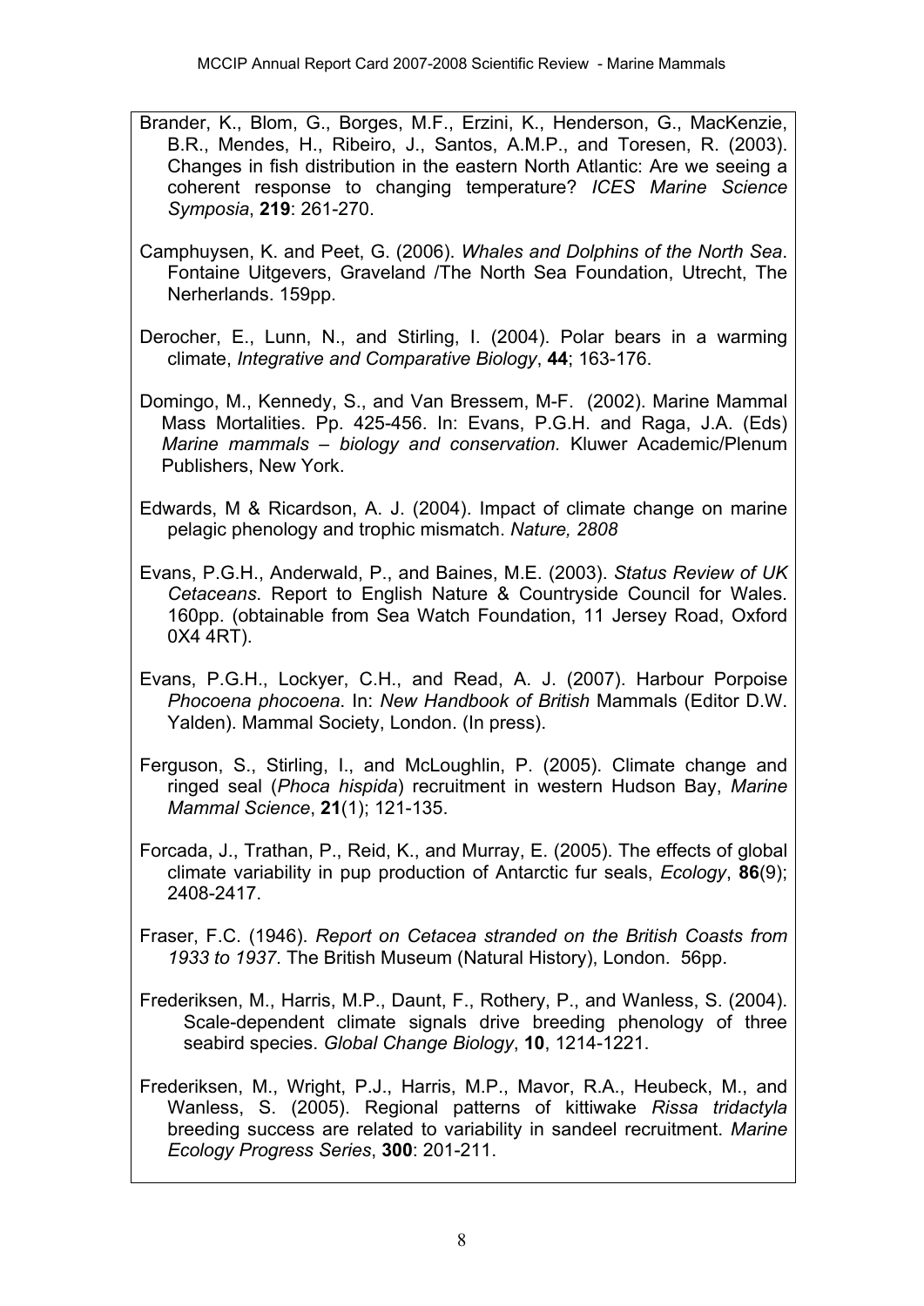Brander, K., Blom, G., Borges, M.F., Erzini, K., Henderson, G., MacKenzie, B.R., Mendes, H., Ribeiro, J., Santos, A.M.P., and Toresen, R. (2003). Changes in fish distribution in the eastern North Atlantic: Are we seeing a coherent response to changing temperature? *ICES Marine Science Symposia*, **219**: 261-270.

Camphuysen, K. and Peet, G. (2006). *Whales and Dolphins of the North Sea*. Fontaine Uitgevers, Graveland /The North Sea Foundation, Utrecht, The Nerherlands. 159pp.

Derocher, E., Lunn, N., and Stirling, I. (2004). Polar bears in a warming climate, *Integrative and Comparative Biology*, **44**; 163-176.

Domingo, M., Kennedy, S., and Van Bressem, M-F. (2002). Marine Mammal Mass Mortalities. Pp. 425-456. In: Evans, P.G.H. and Raga, J.A. (Eds) *Marine mammals – biology and conservation.* Kluwer Academic/Plenum Publishers, New York.

Edwards, M & Ricardson, A. J. (2004). Impact of climate change on marine pelagic phenology and trophic mismatch. *Nature, 2808*

Evans, P.G.H., Anderwald, P., and Baines, M.E. (2003). *Status Review of UK Cetaceans*. Report to English Nature & Countryside Council for Wales. 160pp. (obtainable from Sea Watch Foundation, 11 Jersey Road, Oxford 0X4 4RT).

Evans, P.G.H., Lockyer, C.H., and Read, A. J. (2007). Harbour Porpoise *Phocoena phocoena*. In: *New Handbook of British* Mammals (Editor D.W. Yalden). Mammal Society, London. (In press).

Ferguson, S., Stirling, I., and McLoughlin, P. (2005). Climate change and ringed seal (*Phoca hispida*) recruitment in western Hudson Bay, *Marine Mammal Science*, **21**(1); 121-135.

Forcada, J., Trathan, P., Reid, K., and Murray, E. (2005). The effects of global climate variability in pup production of Antarctic fur seals, *Ecology*, **86**(9); 2408-2417.

Fraser, F.C. (1946). *Report on Cetacea stranded on the British Coasts from 1933 to 1937*. The British Museum (Natural History), London. 56pp.

Frederiksen, M., Harris, M.P., Daunt, F., Rothery, P., and Wanless, S. (2004). Scale-dependent climate signals drive breeding phenology of three seabird species. *Global Change Biology*, **10**, 1214-1221.

Frederiksen, M., Wright, P.J., Harris, M.P., Mavor, R.A., Heubeck, M., and Wanless, S. (2005). Regional patterns of kittiwake *Rissa tridactyla* breeding success are related to variability in sandeel recruitment. *Marine Ecology Progress Series*, **300**: 201-211.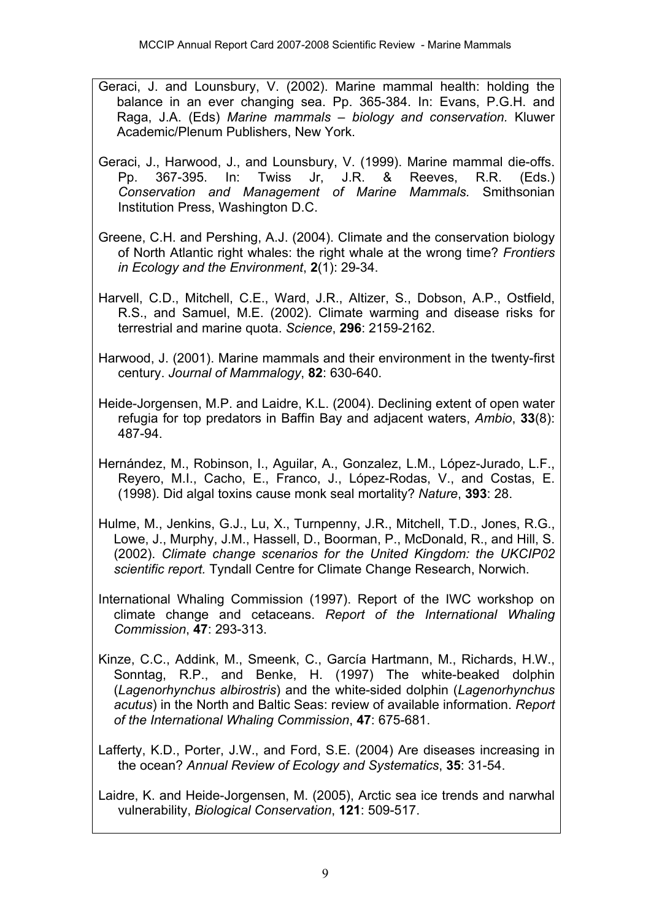Geraci, J. and Lounsbury, V. (2002). Marine mammal health: holding the balance in an ever changing sea. Pp. 365-384. In: Evans, P.G.H. and Raga, J.A. (Eds) *Marine mammals – biology and conservation.* Kluwer Academic/Plenum Publishers, New York.

Geraci, J., Harwood, J., and Lounsbury, V. (1999). Marine mammal die-offs. Pp. 367-395. In: Twiss Jr, J.R. & Reeves, R.R. (Eds.) *Conservation and Management of Marine Mammals.* Smithsonian Institution Press, Washington D.C.

Greene, C.H. and Pershing, A.J. (2004). Climate and the conservation biology of North Atlantic right whales: the right whale at the wrong time? *Frontiers in Ecology and the Environment*, **2**(1): 29-34.

Harvell, C.D., Mitchell, C.E., Ward, J.R., Altizer, S., Dobson, A.P., Ostfield, R.S., and Samuel, M.E. (2002). Climate warming and disease risks for terrestrial and marine quota. *Science*, **296**: 2159-2162.

Harwood, J. (2001). Marine mammals and their environment in the twenty-first century. *Journal of Mammalogy*, **82**: 630-640.

Heide-Jorgensen, M.P. and Laidre, K.L. (2004). Declining extent of open water refugia for top predators in Baffin Bay and adjacent waters, *Ambio*, **33**(8): 487-94.

Hernández, M., Robinson, I., Aguilar, A., Gonzalez, L.M., López-Jurado, L.F., Reyero, M.I., Cacho, E., Franco, J., López-Rodas, V., and Costas, E. (1998). Did algal toxins cause monk seal mortality? *Nature*, **393**: 28.

Hulme, M., Jenkins, G.J., Lu, X., Turnpenny, J.R., Mitchell, T.D., Jones, R.G., Lowe, J., Murphy, J.M., Hassell, D., Boorman, P., McDonald, R., and Hill, S. (2002). *Climate change scenarios for the United Kingdom: the UKCIP02 scientific report.* Tyndall Centre for Climate Change Research, Norwich.

International Whaling Commission (1997). Report of the IWC workshop on climate change and cetaceans. *Report of the International Whaling Commission*, **47**: 293-313.

Kinze, C.C., Addink, M., Smeenk, C., García Hartmann, M., Richards, H.W., Sonntag, R.P., and Benke, H. (1997) The white-beaked dolphin (*Lagenorhynchus albirostris*) and the white-sided dolphin (*Lagenorhynchus acutus*) in the North and Baltic Seas: review of available information. *Report of the International Whaling Commission*, **47**: 675-681.

Lafferty, K.D., Porter, J.W., and Ford, S.E. (2004) Are diseases increasing in the ocean? *Annual Review of Ecology and Systematics*, **35**: 31-54.

Laidre, K. and Heide-Jorgensen, M. (2005), Arctic sea ice trends and narwhal vulnerability, *Biological Conservation*, **121**: 509-517.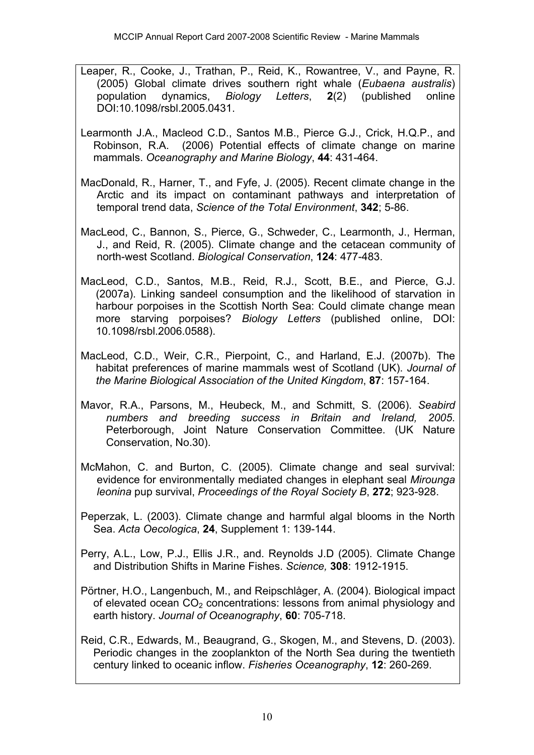Leaper, R., Cooke, J., Trathan, P., Reid, K., Rowantree, V., and Payne, R. (2005) Global climate drives southern right whale (*Eubaena australis*) population dynamics, *Biology Letters*, **2**(2) (published online DOI:10.1098/rsbl.2005.0431.

Learmonth J.A., Macleod C.D., Santos M.B., Pierce G.J., Crick, H.Q.P., and Robinson, R.A. (2006) Potential effects of climate change on marine mammals. *Oceanography and Marine Biology*, **44**: 431-464.

MacDonald, R., Harner, T., and Fyfe, J. (2005). Recent climate change in the Arctic and its impact on contaminant pathways and interpretation of temporal trend data, *Science of the Total Environment*, **342**; 5-86.

MacLeod, C., Bannon, S., Pierce, G., Schweder, C., Learmonth, J., Herman, J., and Reid, R. (2005). Climate change and the cetacean community of north-west Scotland. *Biological Conservation*, **124**: 477-483.

MacLeod, C.D., Santos, M.B., Reid, R.J., Scott, B.E., and Pierce, G.J. (2007a). Linking sandeel consumption and the likelihood of starvation in harbour porpoises in the Scottish North Sea: Could climate change mean more starving porpoises? *Biology Letters* (published online, DOI: 10.1098/rsbl.2006.0588).

MacLeod, C.D., Weir, C.R., Pierpoint, C., and Harland, E.J. (2007b). The habitat preferences of marine mammals west of Scotland (UK). *Journal of the Marine Biological Association of the United Kingdom*, **87**: 157-164.

Mavor, R.A., Parsons, M., Heubeck, M., and Schmitt, S. (2006). *Seabird numbers and breeding success in Britain and Ireland, 2005*. Peterborough, Joint Nature Conservation Committee. (UK Nature Conservation, No.30).

McMahon, C. and Burton, C. (2005). Climate change and seal survival: evidence for environmentally mediated changes in elephant seal *Mirounga leonina* pup survival, *Proceedings of the Royal Society B*, **272**; 923-928.

Peperzak, L. (2003). Climate change and harmful algal blooms in the North Sea. *Acta Oecologica*, **24**, Supplement 1: 139-144.

Perry, A.L., Low, P.J., Ellis J.R., and. Reynolds J.D (2005). Climate Change and Distribution Shifts in Marine Fishes. *Science,* **308**: 1912-1915.

Pörtner, H.O., Langenbuch, M., and Reipschlåger, A. (2004). Biological impact of elevated ocean $CO_2$ concentrations: lessons from animal physiology and earth history. *Journal of Oceanography*, **60**: 705-718.

Reid, C.R., Edwards, M., Beaugrand, G., Skogen, M., and Stevens, D. (2003). Periodic changes in the zooplankton of the North Sea during the twentieth century linked to oceanic inflow. *Fisheries Oceanography*, **12**: 260-269.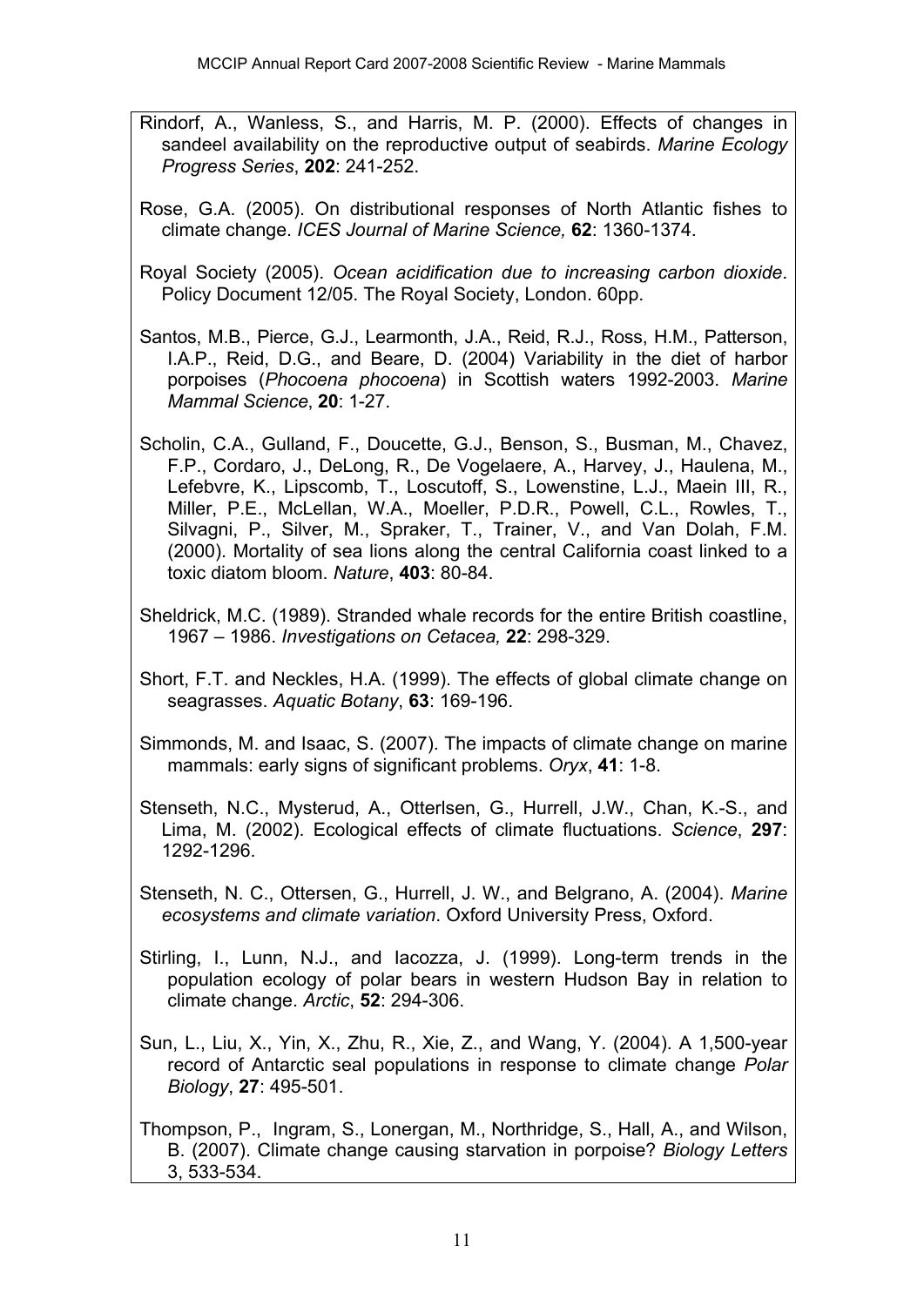Rindorf, A., Wanless, S., and Harris, M. P. (2000). Effects of changes in sandeel availability on the reproductive output of seabirds. *Marine Ecology Progress Series*, **202**: 241-252.

Rose, G.A. (2005). On distributional responses of North Atlantic fishes to climate change. *ICES Journal of Marine Science,* **62**: 1360-1374.

Royal Society (2005). *Ocean acidification due to increasing carbon dioxide*. Policy Document 12/05. The Royal Society, London. 60pp.

Santos, M.B., Pierce, G.J., Learmonth, J.A., Reid, R.J., Ross, H.M., Patterson, I.A.P., Reid, D.G., and Beare, D. (2004) Variability in the diet of harbor porpoises (*Phocoena phocoena*) in Scottish waters 1992-2003. *Marine Mammal Science*, **20**: 1-27.

Scholin, C.A., Gulland, F., Doucette, G.J., Benson, S., Busman, M., Chavez, F.P., Cordaro, J., DeLong, R., De Vogelaere, A., Harvey, J., Haulena, M., Lefebvre, K., Lipscomb, T., Loscutoff, S., Lowenstine, L.J., Maein III, R., Miller, P.E., McLellan, W.A., Moeller, P.D.R., Powell, C.L., Rowles, T., Silvagni, P., Silver, M., Spraker, T., Trainer, V., and Van Dolah, F.M. (2000). Mortality of sea lions along the central California coast linked to a toxic diatom bloom. *Nature*, **403**: 80-84.

Sheldrick, M.C. (1989). Stranded whale records for the entire British coastline, 1967 – 1986. *Investigations on Cetacea,* **22**: 298-329.

Short, F.T. and Neckles, H.A. (1999). The effects of global climate change on seagrasses. *Aquatic Botany*, **63**: 169-196.

Simmonds, M. and Isaac, S. (2007). The impacts of climate change on marine mammals: early signs of significant problems. *Oryx*, **41**: 1-8.

Stenseth, N.C., Mysterud, A., Otterlsen, G., Hurrell, J.W., Chan, K.-S., and Lima, M. (2002). Ecological effects of climate fluctuations. *Science*, **297**: 1292-1296.

Stenseth, N. C., Ottersen, G., Hurrell, J. W., and Belgrano, A. (2004). *Marine ecosystems and climate variation*. Oxford University Press, Oxford.

Stirling, I., Lunn, N.J., and Iacozza, J. (1999). Long-term trends in the population ecology of polar bears in western Hudson Bay in relation to climate change. *Arctic*, **52**: 294-306.

Sun, L., Liu, X., Yin, X., Zhu, R., Xie, Z., and Wang, Y. (2004). A 1,500-year record of Antarctic seal populations in response to climate change *Polar Biology*, **27**: 495-501.

Thompson, P., Ingram, S., Lonergan, M., Northridge, S., Hall, A., and Wilson, B. (2007). Climate change causing starvation in porpoise? *Biology Letters* 3, 533-534.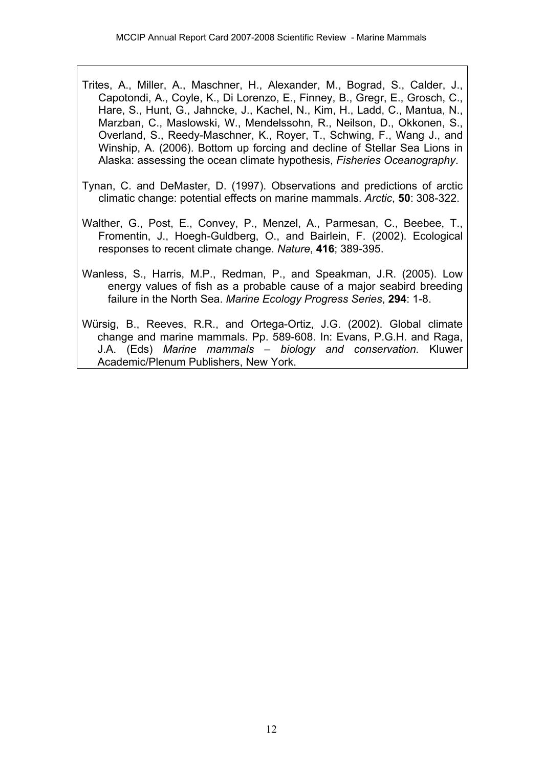Trites, A., Miller, A., Maschner, H., Alexander, M., Bograd, S., Calder, J., Capotondi, A., Coyle, K., Di Lorenzo, E., Finney, B., Gregr, E., Grosch, C., Hare, S., Hunt, G., Jahncke, J., Kachel, N., Kim, H., Ladd, C., Mantua, N., Marzban, C., Maslowski, W., Mendelssohn, R., Neilson, D., Okkonen, S., Overland, S., Reedy-Maschner, K., Royer, T., Schwing, F., Wang J., and Winship, A. (2006). Bottom up forcing and decline of Stellar Sea Lions in Alaska: assessing the ocean climate hypothesis, *Fisheries Oceanography*.

Tynan, C. and DeMaster, D. (1997). Observations and predictions of arctic climatic change: potential effects on marine mammals. *Arctic*, **50**: 308-322.

Walther, G., Post, E., Convey, P., Menzel, A., Parmesan, C., Beebee, T., Fromentin, J., Hoegh-Guldberg, O., and Bairlein, F. (2002). Ecological responses to recent climate change. *Nature*, **416**; 389-395.

Wanless, S., Harris, M.P., Redman, P., and Speakman, J.R. (2005). Low energy values of fish as a probable cause of a major seabird breeding failure in the North Sea. *Marine Ecology Progress Series*, **294**: 1-8.

Würsig, B., Reeves, R.R., and Ortega-Ortiz, J.G. (2002). Global climate change and marine mammals. Pp. 589-608. In: Evans, P.G.H. and Raga, J.A. (Eds) *Marine mammals – biology and conservation.* Kluwer Academic/Plenum Publishers, New York.